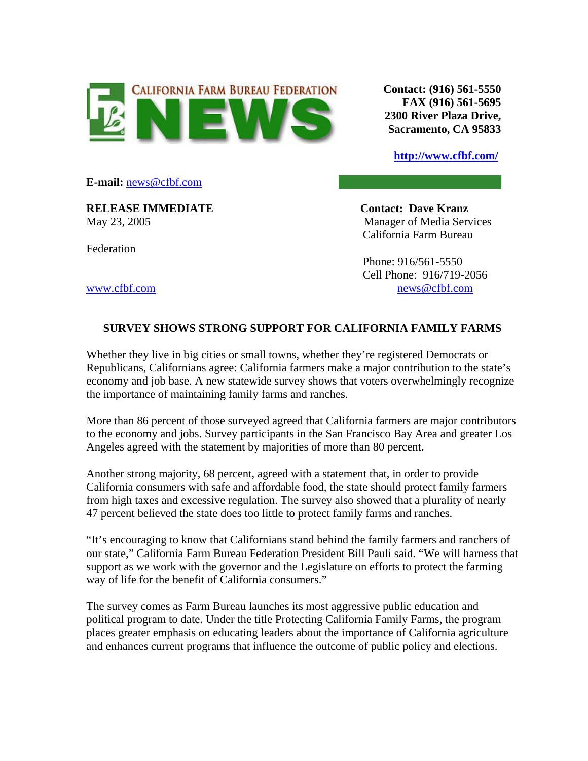CALIFORNIA FARM BUREAU FEDERATION

# NEWS

**Contact: (916) 561-5550**
**FAX (916) 561-5695**
**2300 River Plaza Drive,**
**Sacramento, CA 95833**

**http://www.cfbf.com/**

**E-mail:** news@cfbf.com

**RELEASE IMMEDIATE**
May 23, 2005

**Contact: Dave Kranz**
Manager of Media Services
California Farm Bureau
Federation

Phone: 916/561-5550
Cell Phone: 916/719-2056
news@cfbf.com

www.cfbf.com

## SURVEY SHOWS STRONG SUPPORT FOR CALIFORNIA FAMILY FARMS

Whether they live in big cities or small towns, whether they're registered Democrats or Republicans, Californians agree: California farmers make a major contribution to the state's economy and job base. A new statewide survey shows that voters overwhelmingly recognize the importance of maintaining family farms and ranches.

More than 86 percent of those surveyed agreed that California farmers are major contributors to the economy and jobs. Survey participants in the San Francisco Bay Area and greater Los Angeles agreed with the statement by majorities of more than 80 percent.

Another strong majority, 68 percent, agreed with a statement that, in order to provide California consumers with safe and affordable food, the state should protect family farmers from high taxes and excessive regulation. The survey also showed that a plurality of nearly 47 percent believed the state does too little to protect family farms and ranches.

"It's encouraging to know that Californians stand behind the family farmers and ranchers of our state," California Farm Bureau Federation President Bill Pauli said. "We will harness that support as we work with the governor and the Legislature on efforts to protect the farming way of life for the benefit of California consumers."

The survey comes as Farm Bureau launches its most aggressive public education and political program to date. Under the title Protecting California Family Farms, the program places greater emphasis on educating leaders about the importance of California agriculture and enhances current programs that influence the outcome of public policy and elections.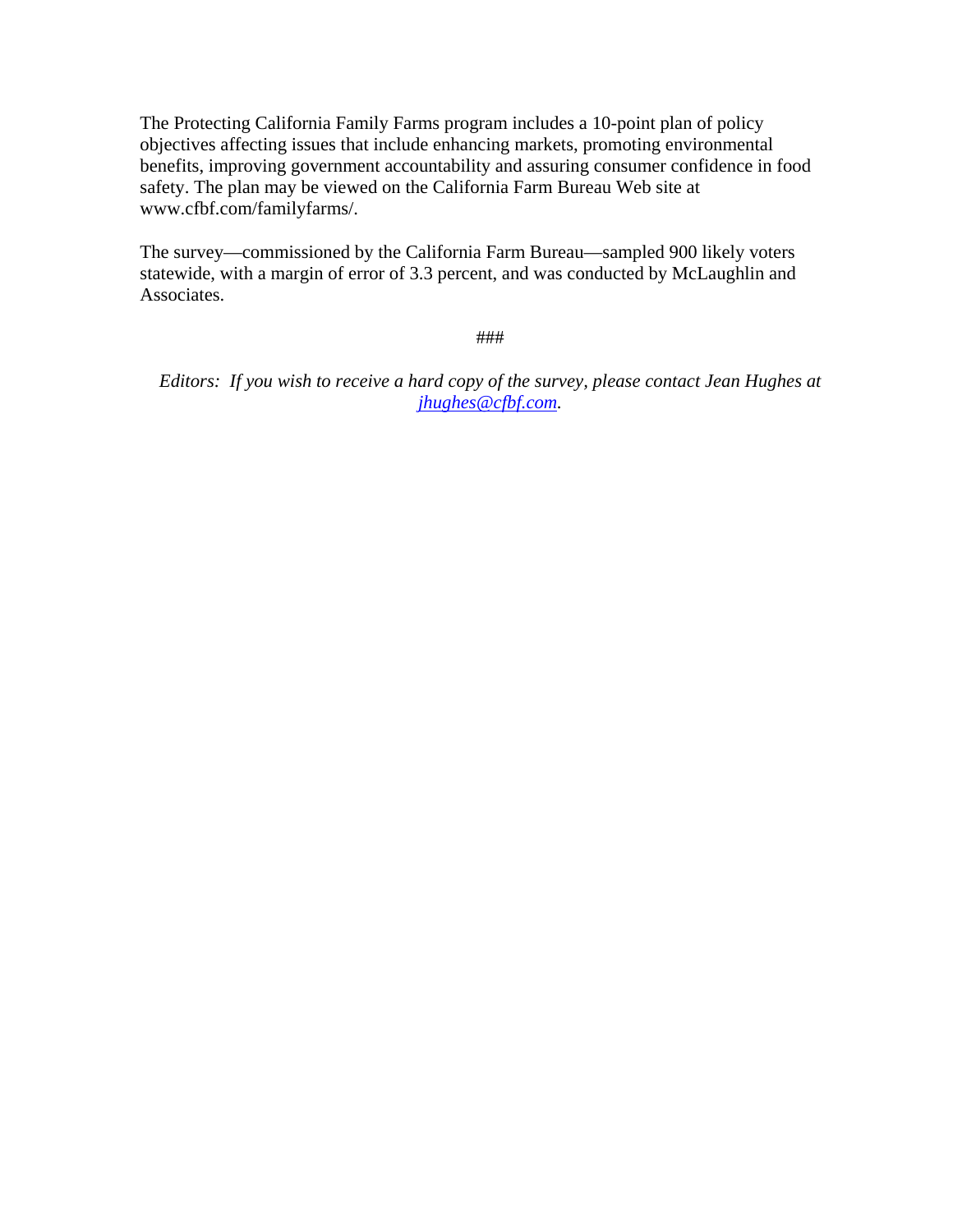The Protecting California Family Farms program includes a 10-point plan of policy objectives affecting issues that include enhancing markets, promoting environmental benefits, improving government accountability and assuring consumer confidence in food safety. The plan may be viewed on the California Farm Bureau Web site at www.cfbf.com/familyfarms/.

The survey—commissioned by the California Farm Bureau—sampled 900 likely voters statewide, with a margin of error of 3.3 percent, and was conducted by McLaughlin and Associates.

###

*Editors: If you wish to receive a hard copy of the survey, please contact Jean Hughes at [jhughes@cfbf.com](mailto:jhughes@cfbf.com).*